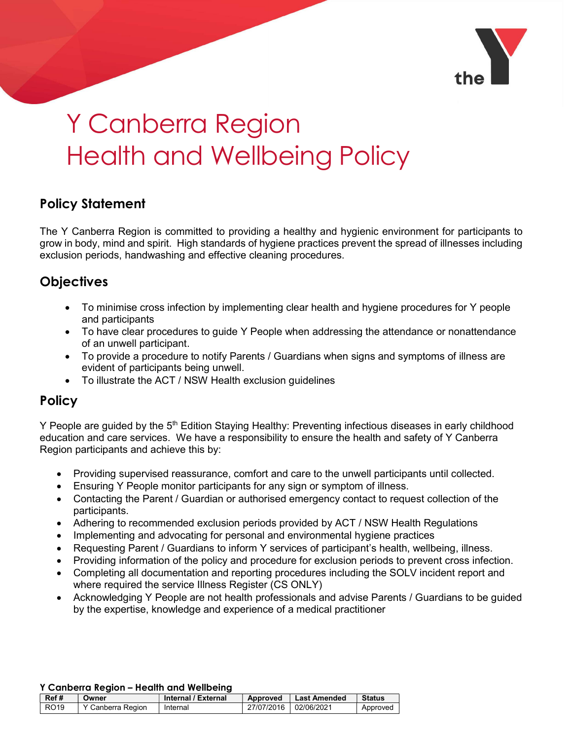# Y Canberra Region
# Health and Wellbeing Policy

## Policy Statement

The Y Canberra Region is committed to providing a healthy and hygienic environment for participants to grow in body, mind and spirit. High standards of hygiene practices prevent the spread of illnesses including exclusion periods, handwashing and effective cleaning procedures.

## Objectives

- To minimise cross infection by implementing clear health and hygiene procedures for Y people and participants
- To have clear procedures to guide Y People when addressing the attendance or nonattendance of an unwell participant.
- To provide a procedure to notify Parents / Guardians when signs and symptoms of illness are evident of participants being unwell.
- To illustrate the ACT / NSW Health exclusion guidelines

## Policy

Y People are guided by the 5th Edition Staying Healthy: Preventing infectious diseases in early childhood education and care services. We have a responsibility to ensure the health and safety of Y Canberra Region participants and achieve this by:

- Providing supervised reassurance, comfort and care to the unwell participants until collected.
- Ensuring Y People monitor participants for any sign or symptom of illness.
- Contacting the Parent / Guardian or authorised emergency contact to request collection of the participants.
- Adhering to recommended exclusion periods provided by ACT / NSW Health Regulations
- Implementing and advocating for personal and environmental hygiene practices
- Requesting Parent / Guardians to inform Y services of participant's health, wellbeing, illness.
- Providing information of the policy and procedure for exclusion periods to prevent cross infection.
- Completing all documentation and reporting procedures including the SOLV incident report and where required the service Illness Register (CS ONLY)
- Acknowledging Y People are not health professionals and advise Parents / Guardians to be guided by the expertise, knowledge and experience of a medical practitioner

**Y Canberra Region – Health and Wellbeing**

| Ref # | Owner | Internal / External | Approved | Last Amended | Status |
|---|---|---|---|---|---|
| RO19 | Y Canberra Region | Internal | 27/07/2016 | 02/06/2021 | Approved |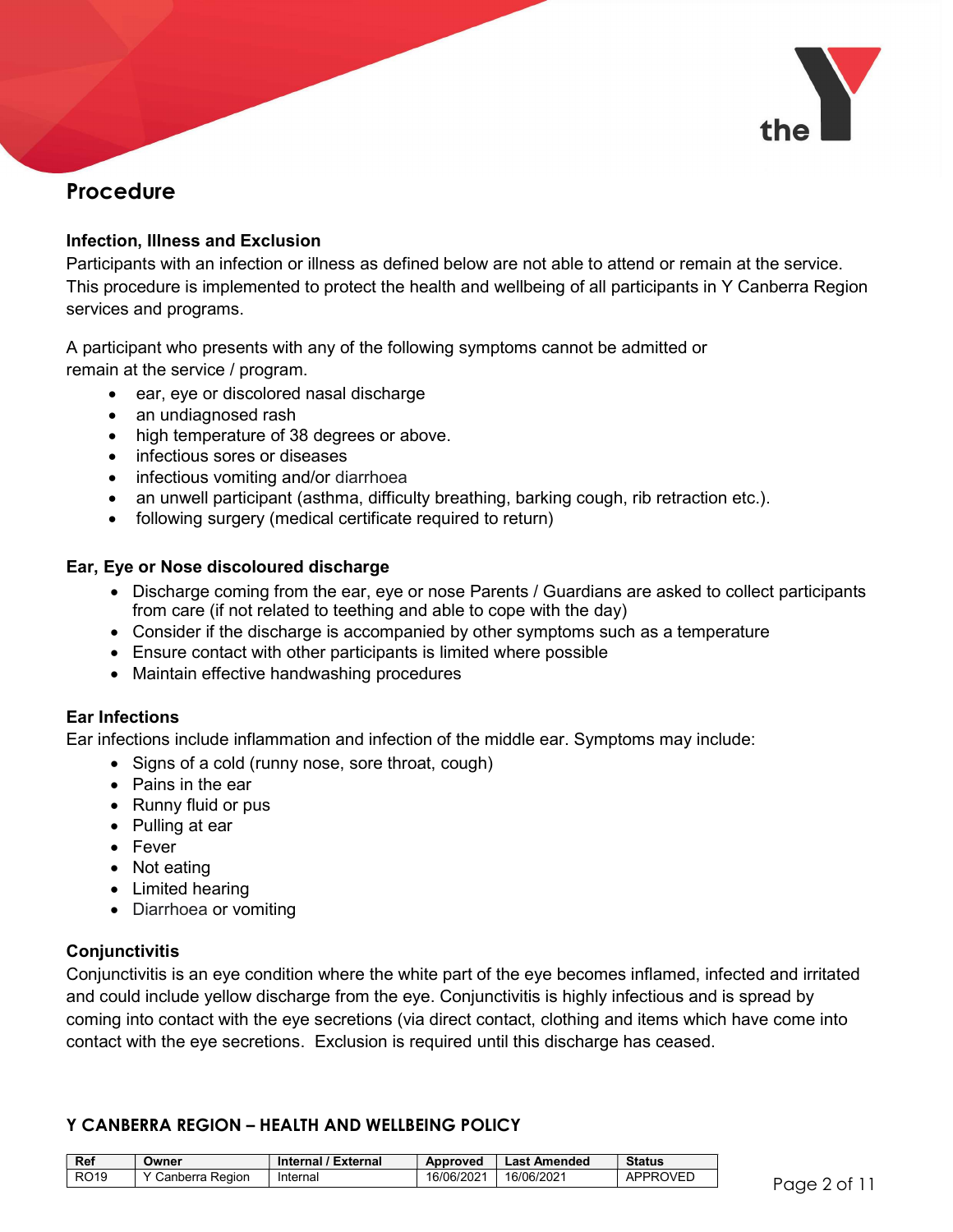## Procedure

### Infection, Illness and Exclusion

Participants with an infection or illness as defined below are not able to attend or remain at the service. This procedure is implemented to protect the health and wellbeing of all participants in Y Canberra Region services and programs.

A participant who presents with any of the following symptoms cannot be admitted or remain at the service / program.

- ear, eye or discolored nasal discharge
- an undiagnosed rash
- high temperature of 38 degrees or above.
- infectious sores or diseases
- infectious vomiting and/or diarrhoea
- an unwell participant (asthma, difficulty breathing, barking cough, rib retraction etc.).
- following surgery (medical certificate required to return)

### Ear, Eye or Nose discoloured discharge

- Discharge coming from the ear, eye or nose Parents / Guardians are asked to collect participants from care (if not related to teething and able to cope with the day)
- Consider if the discharge is accompanied by other symptoms such as a temperature
- Ensure contact with other participants is limited where possible
- Maintain effective handwashing procedures

### Ear Infections

Ear infections include inflammation and infection of the middle ear. Symptoms may include:

- Signs of a cold (runny nose, sore throat, cough)
- Pains in the ear
- Runny fluid or pus
- Pulling at ear
- Fever
- Not eating
- Limited hearing
- Diarrhoea or vomiting

### Conjunctivitis

Conjunctivitis is an eye condition where the white part of the eye becomes inflamed, infected and irritated and could include yellow discharge from the eye. Conjunctivitis is highly infectious and is spread by coming into contact with the eye secretions (via direct contact, clothing and items which have come into contact with the eye secretions. Exclusion is required until this discharge has ceased.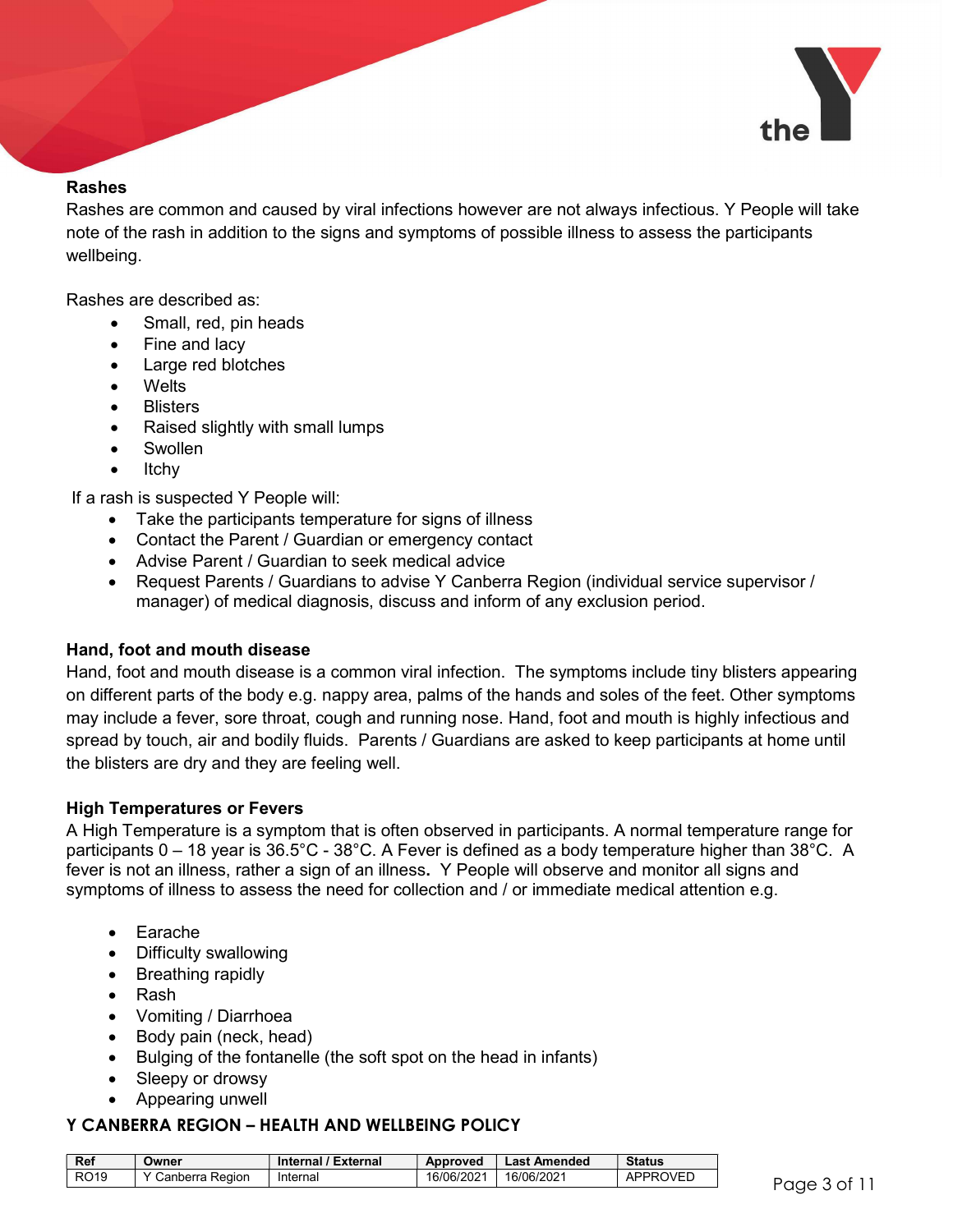**Rashes**

Rashes are common and caused by viral infections however are not always infectious. Y People will take note of the rash in addition to the signs and symptoms of possible illness to assess the participants wellbeing.

Rashes are described as:

- Small, red, pin heads
- Fine and lacy
- Large red blotches
- Welts
- Blisters
- Raised slightly with small lumps
- Swollen
- Itchy

If a rash is suspected Y People will:

- Take the participants temperature for signs of illness
- Contact the Parent / Guardian or emergency contact
- Advise Parent / Guardian to seek medical advice
- Request Parents / Guardians to advise Y Canberra Region (individual service supervisor / manager) of medical diagnosis, discuss and inform of any exclusion period.

**Hand, foot and mouth disease**

Hand, foot and mouth disease is a common viral infection. The symptoms include tiny blisters appearing on different parts of the body e.g. nappy area, palms of the hands and soles of the feet. Other symptoms may include a fever, sore throat, cough and running nose. Hand, foot and mouth is highly infectious and spread by touch, air and bodily fluids. Parents / Guardians are asked to keep participants at home until the blisters are dry and they are feeling well.

**High Temperatures or Fevers**

A High Temperature is a symptom that is often observed in participants. A normal temperature range for participants 0 – 18 year is 36.5°C - 38°C. A Fever is defined as a body temperature higher than 38°C. A fever is not an illness, rather a sign of an illness**.** Y People will observe and monitor all signs and symptoms of illness to assess the need for collection and / or immediate medical attention e.g.

- Earache
- Difficulty swallowing
- Breathing rapidly
- Rash
- Vomiting / Diarrhoea
- Body pain (neck, head)
- Bulging of the fontanelle (the soft spot on the head in infants)
- Sleepy or drowsy
- Appearing unwell

**Y CANBERRA REGION – HEALTH AND WELLBEING POLICY**

| Ref | Owner | Internal / External | Approved | Last Amended | Status |
|---|---|---|---|---|---|
| RO19 | Y Canberra Region | Internal | 16/06/2021 | 16/06/2021 | APPROVED |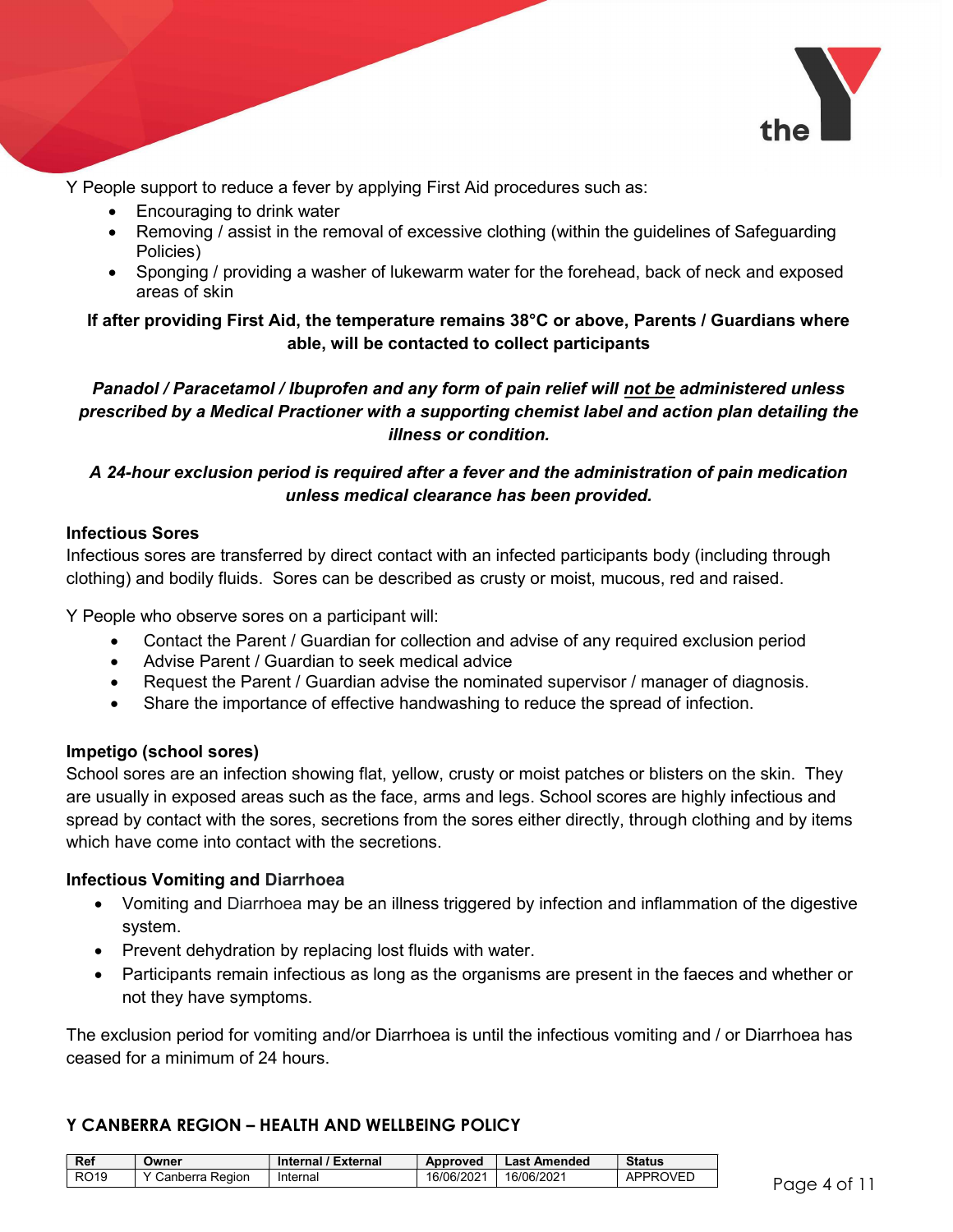Y People support to reduce a fever by applying First Aid procedures such as:

- Encouraging to drink water
- Removing / assist in the removal of excessive clothing (within the guidelines of Safeguarding Policies)
- Sponging / providing a washer of lukewarm water for the forehead, back of neck and exposed areas of skin

**If after providing First Aid, the temperature remains 38°C or above, Parents / Guardians where able, will be contacted to collect participants**

***Panadol / Paracetamol / Ibuprofen and any form of pain relief will not be administered unless prescribed by a Medical Practioner with a supporting chemist label and action plan detailing the illness or condition.***

***A 24-hour exclusion period is required after a fever and the administration of pain medication unless medical clearance has been provided.***

**Infectious Sores**

Infectious sores are transferred by direct contact with an infected participants body (including through clothing) and bodily fluids. Sores can be described as crusty or moist, mucous, red and raised.

Y People who observe sores on a participant will:

- Contact the Parent / Guardian for collection and advise of any required exclusion period
- Advise Parent / Guardian to seek medical advice
- Request the Parent / Guardian advise the nominated supervisor / manager of diagnosis.
- Share the importance of effective handwashing to reduce the spread of infection.

**Impetigo (school sores)**

School sores are an infection showing flat, yellow, crusty or moist patches or blisters on the skin. They are usually in exposed areas such as the face, arms and legs. School scores are highly infectious and spread by contact with the sores, secretions from the sores either directly, through clothing and by items which have come into contact with the secretions.

**Infectious Vomiting and Diarrhoea**

- Vomiting and Diarrhoea may be an illness triggered by infection and inflammation of the digestive system.
- Prevent dehydration by replacing lost fluids with water.
- Participants remain infectious as long as the organisms are present in the faeces and whether or not they have symptoms.

The exclusion period for vomiting and/or Diarrhoea is until the infectious vomiting and / or Diarrhoea has ceased for a minimum of 24 hours.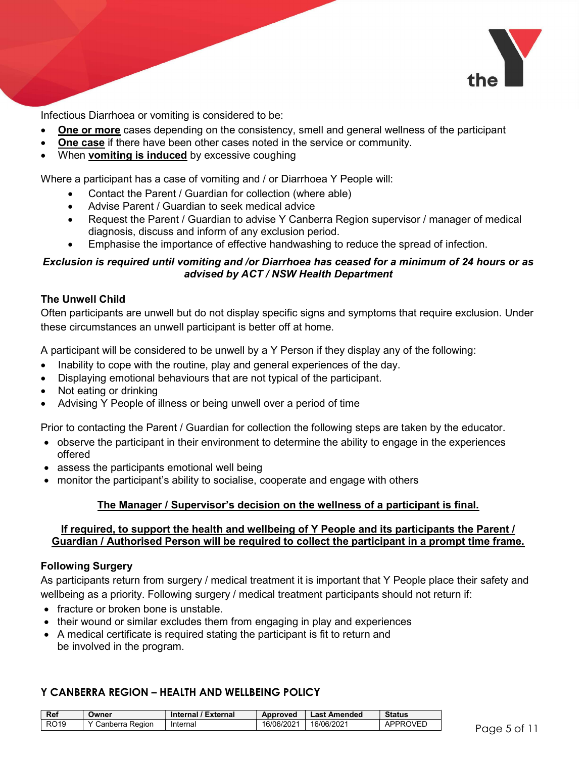Infectious Diarrhoea or vomiting is considered to be:

- **One or more** cases depending on the consistency, smell and general wellness of the participant
- **One case** if there have been other cases noted in the service or community.
- When **vomiting is induced** by excessive coughing

Where a participant has a case of vomiting and / or Diarrhoea Y People will:

- Contact the Parent / Guardian for collection (where able)
- Advise Parent / Guardian to seek medical advice
- Request the Parent / Guardian to advise Y Canberra Region supervisor / manager of medical diagnosis, discuss and inform of any exclusion period.
- Emphasise the importance of effective handwashing to reduce the spread of infection.

***Exclusion is required until vomiting and /or Diarrhoea has ceased for a minimum of 24 hours or as advised by ACT / NSW Health Department***

### The Unwell Child

Often participants are unwell but do not display specific signs and symptoms that require exclusion. Under these circumstances an unwell participant is better off at home.

A participant will be considered to be unwell by a Y Person if they display any of the following:

- Inability to cope with the routine, play and general experiences of the day.
- Displaying emotional behaviours that are not typical of the participant.
- Not eating or drinking
- Advising Y People of illness or being unwell over a period of time

Prior to contacting the Parent / Guardian for collection the following steps are taken by the educator.

- observe the participant in their environment to determine the ability to engage in the experiences offered
- assess the participants emotional well being
- monitor the participant's ability to socialise, cooperate and engage with others

**The Manager / Supervisor's decision on the wellness of a participant is final.**

**If required, to support the health and wellbeing of Y People and its participants the Parent / Guardian / Authorised Person will be required to collect the participant in a prompt time frame.**

### Following Surgery

As participants return from surgery / medical treatment it is important that Y People place their safety and wellbeing as a priority. Following surgery / medical treatment participants should not return if:

- fracture or broken bone is unstable.
- their wound or similar excludes them from engaging in play and experiences
- A medical certificate is required stating the participant is fit to return and be involved in the program.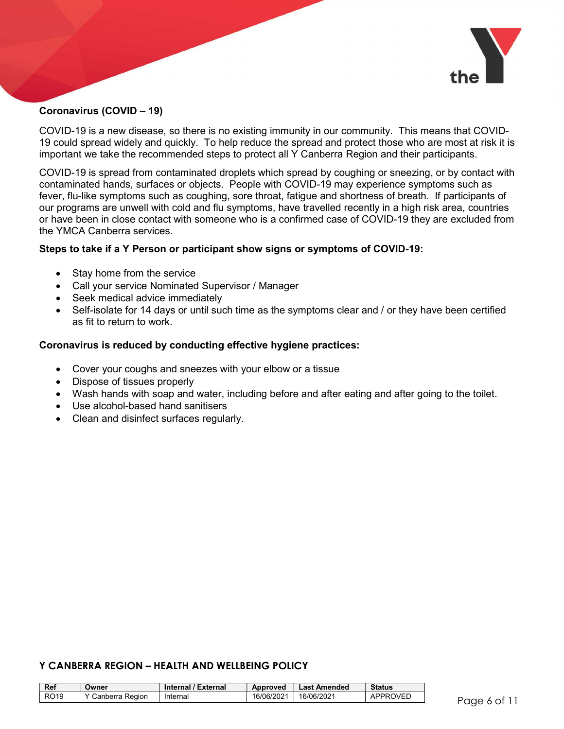**Coronavirus (COVID – 19)**

COVID-19 is a new disease, so there is no existing immunity in our community. This means that COVID-19 could spread widely and quickly. To help reduce the spread and protect those who are most at risk it is important we take the recommended steps to protect all Y Canberra Region and their participants.

COVID-19 is spread from contaminated droplets which spread by coughing or sneezing, or by contact with contaminated hands, surfaces or objects. People with COVID-19 may experience symptoms such as fever, flu-like symptoms such as coughing, sore throat, fatigue and shortness of breath. If participants of our programs are unwell with cold and flu symptoms, have travelled recently in a high risk area, countries or have been in close contact with someone who is a confirmed case of COVID-19 they are excluded from the YMCA Canberra services.

**Steps to take if a Y Person or participant show signs or symptoms of COVID-19:**

- Stay home from the service
- Call your service Nominated Supervisor / Manager
- Seek medical advice immediately
- Self-isolate for 14 days or until such time as the symptoms clear and / or they have been certified as fit to return to work.

**Coronavirus is reduced by conducting effective hygiene practices:**

- Cover your coughs and sneezes with your elbow or a tissue
- Dispose of tissues properly
- Wash hands with soap and water, including before and after eating and after going to the toilet.
- Use alcohol-based hand sanitisers
- Clean and disinfect surfaces regularly.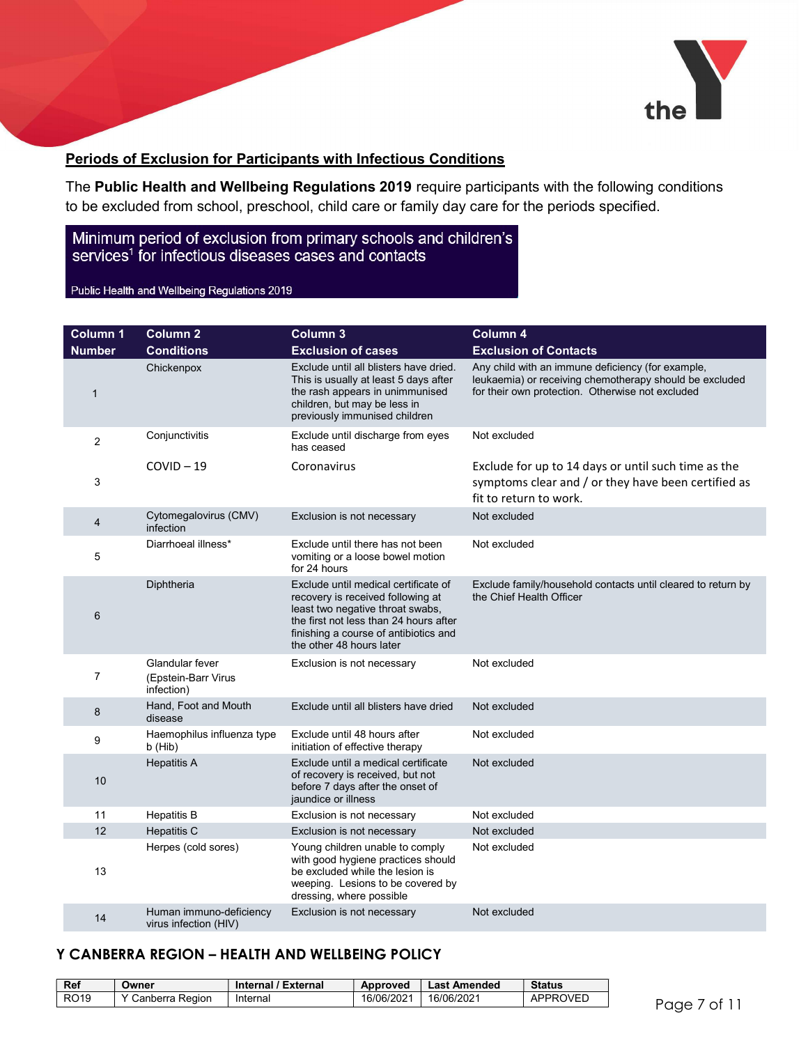## Periods of Exclusion for Participants with Infectious Conditions

The **Public Health and Wellbeing Regulations 2019** require participants with the following conditions to be excluded from school, preschool, child care or family day care for the periods specified.

**Minimum period of exclusion from primary schools and children's services[1] for infectious diseases cases and contacts**

Public Health and Wellbeing Regulations 2019

| Column 1 Number | Column 2 Conditions | Column 3 Exclusion of cases | Column 4 Exclusion of Contacts |
|---|---|---|---|
| 1 | Chickenpox | Exclude until all blisters have dried. This is usually at least 5 days after the rash appears in unimmunised children, but may be less in previously immunised children | Any child with an immune deficiency (for example, leukaemia) or receiving chemotherapy should be excluded for their own protection. Otherwise not excluded |
| 2 | Conjunctivitis | Exclude until discharge from eyes has ceased | Not excluded |
| 3 | COVID – 19 | Coronavirus | Exclude for up to 14 days or until such time as the symptoms clear and / or they have been certified as fit to return to work. |
| 4 | Cytomegalovirus (CMV) infection | Exclusion is not necessary | Not excluded |
| 5 | Diarrhoeal illness* | Exclude until there has not been vomiting or a loose bowel motion for 24 hours | Not excluded |
| 6 | Diphtheria | Exclude until medical certificate of recovery is received following at least two negative throat swabs, the first not less than 24 hours after finishing a course of antibiotics and the other 48 hours later | Exclude family/household contacts until cleared to return by the Chief Health Officer |
| 7 | Glandular fever (Epstein-Barr Virus infection) | Exclusion is not necessary | Not excluded |
| 8 | Hand, Foot and Mouth disease | Exclude until all blisters have dried | Not excluded |
| 9 | Haemophilus influenza type b (Hib) | Exclude until 48 hours after initiation of effective therapy | Not excluded |
| 10 | Hepatitis A | Exclude until a medical certificate of recovery is received, but not before 7 days after the onset of jaundice or illness | Not excluded |
| 11 | Hepatitis B | Exclusion is not necessary | Not excluded |
| 12 | Hepatitis C | Exclusion is not necessary | Not excluded |
| 13 | Herpes (cold sores) | Young children unable to comply with good hygiene practices should be excluded while the lesion is weeping. Lesions to be covered by dressing, where possible | Not excluded |
| 14 | Human immuno-deficiency virus infection (HIV) | Exclusion is not necessary | Not excluded |

**Y CANBERRA REGION – HEALTH AND WELLBEING POLICY**

| Ref | Owner | Internal / External | Approved | Last Amended | Status |
|---|---|---|---|---|---|
| RO19 | Y Canberra Region | Internal | 16/06/2021 | 16/06/2021 | APPROVED |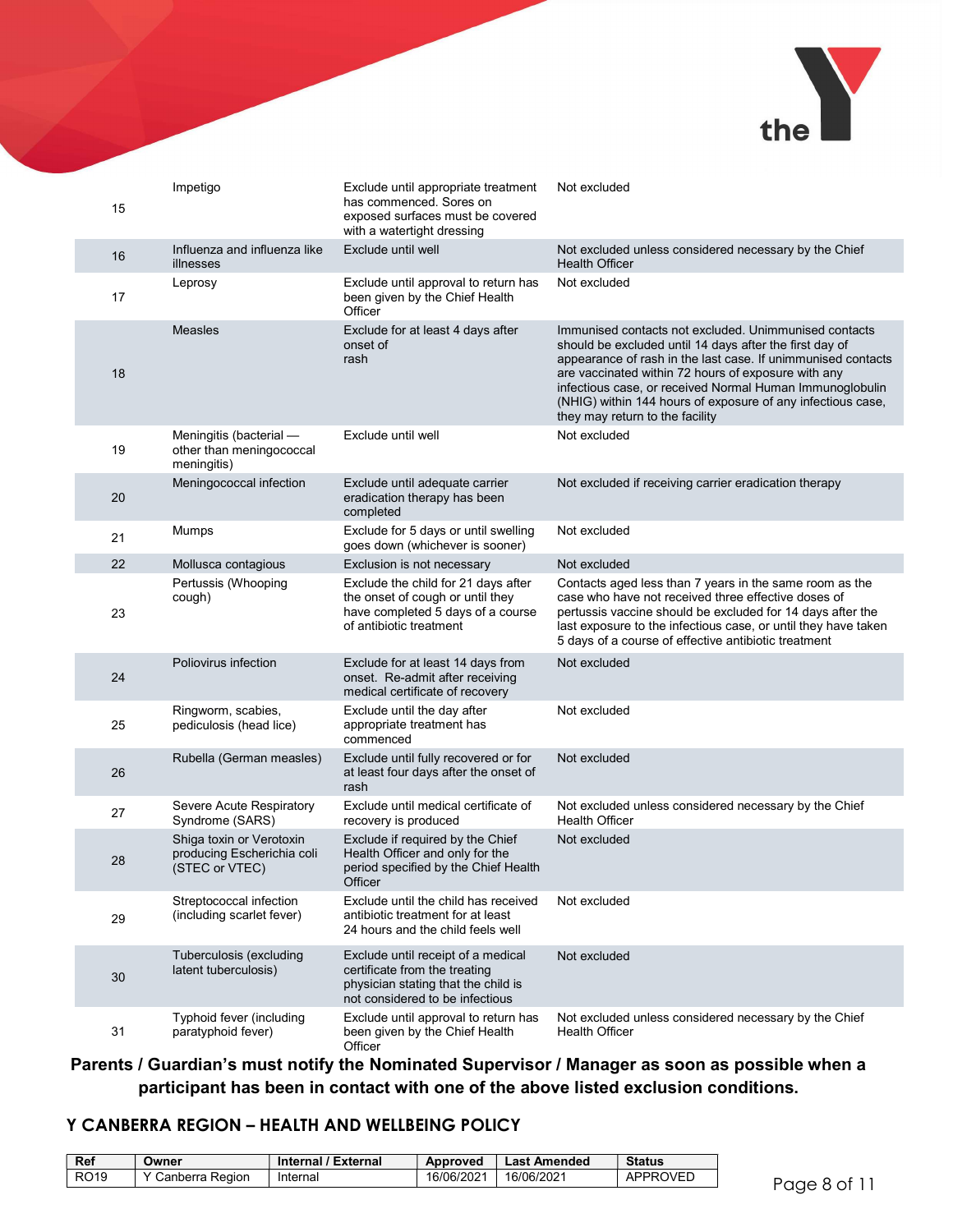| | | | |
|---|---|---|---|
| 15 | Impetigo | Exclude until appropriate treatment has commenced. Sores on exposed surfaces must be covered with a watertight dressing | Not excluded |
| 16 | Influenza and influenza like illnesses | Exclude until well | Not excluded unless considered necessary by the Chief Health Officer |
| 17 | Leprosy | Exclude until approval to return has been given by the Chief Health Officer | Not excluded |
| 18 | Measles | Exclude for at least 4 days after onset of rash | Immunised contacts not excluded. Unimmunised contacts should be excluded until 14 days after the first day of appearance of rash in the last case. If unimmunised contacts are vaccinated within 72 hours of exposure with any infectious case, or received Normal Human Immunoglobulin (NHIG) within 144 hours of exposure of any infectious case, they may return to the facility |
| 19 | Meningitis (bacterial — other than meningococcal meningitis) | Exclude until well | Not excluded |
| 20 | Meningococcal infection | Exclude until adequate carrier eradication therapy has been completed | Not excluded if receiving carrier eradication therapy |
| 21 | Mumps | Exclude for 5 days or until swelling goes down (whichever is sooner) | Not excluded |
| 22 | Mollusca contagious | Exclusion is not necessary | Not excluded |
| 23 | Pertussis (Whooping cough) | Exclude the child for 21 days after the onset of cough or until they have completed 5 days of a course of antibiotic treatment | Contacts aged less than 7 years in the same room as the case who have not received three effective doses of pertussis vaccine should be excluded for 14 days after the last exposure to the infectious case, or until they have taken 5 days of a course of effective antibiotic treatment |
| 24 | Poliovirus infection | Exclude for at least 14 days from onset. Re-admit after receiving medical certificate of recovery | Not excluded |
| 25 | Ringworm, scabies, pediculosis (head lice) | Exclude until the day after appropriate treatment has commenced | Not excluded |
| 26 | Rubella (German measles) | Exclude until fully recovered or for at least four days after the onset of rash | Not excluded |
| 27 | Severe Acute Respiratory Syndrome (SARS) | Exclude until medical certificate of recovery is produced | Not excluded unless considered necessary by the Chief Health Officer |
| 28 | Shiga toxin or Verotoxin producing Escherichia coli (STEC or VTEC) | Exclude if required by the Chief Health Officer and only for the period specified by the Chief Health Officer | Not excluded |
| 29 | Streptococcal infection (including scarlet fever) | Exclude until the child has received antibiotic treatment for at least 24 hours and the child feels well | Not excluded |
| 30 | Tuberculosis (excluding latent tuberculosis) | Exclude until receipt of a medical certificate from the treating physician stating that the child is not considered to be infectious | Not excluded |
| 31 | Typhoid fever (including paratyphoid fever) | Exclude until approval to return has been given by the Chief Health Officer | Not excluded unless considered necessary by the Chief Health Officer |

**Parents / Guardian's must notify the Nominated Supervisor / Manager as soon as possible when a participant has been in contact with one of the above listed exclusion conditions.**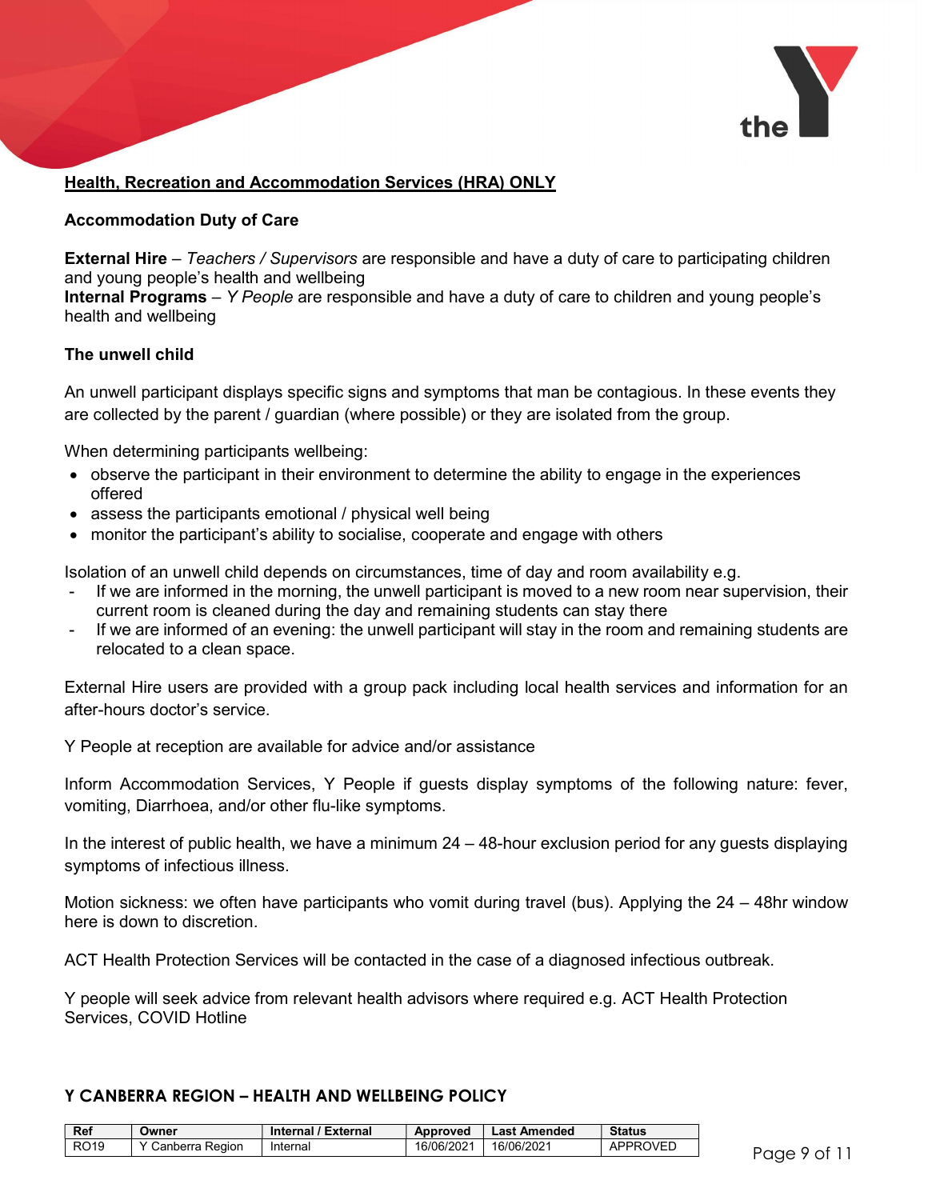## Health, Recreation and Accommodation Services (HRA) ONLY

### Accommodation Duty of Care

**External Hire** – *Teachers / Supervisors* are responsible and have a duty of care to participating children and young people's health and wellbeing
**Internal Programs** – *Y People* are responsible and have a duty of care to children and young people's health and wellbeing

### The unwell child

An unwell participant displays specific signs and symptoms that man be contagious. In these events they are collected by the parent / guardian (where possible) or they are isolated from the group.

When determining participants wellbeing:

- observe the participant in their environment to determine the ability to engage in the experiences offered
- assess the participants emotional / physical well being
- monitor the participant's ability to socialise, cooperate and engage with others

Isolation of an unwell child depends on circumstances, time of day and room availability e.g.

- If we are informed in the morning, the unwell participant is moved to a new room near supervision, their current room is cleaned during the day and remaining students can stay there
- If we are informed of an evening: the unwell participant will stay in the room and remaining students are relocated to a clean space.

External Hire users are provided with a group pack including local health services and information for an after-hours doctor's service.

Y People at reception are available for advice and/or assistance

Inform Accommodation Services, Y People if guests display symptoms of the following nature: fever, vomiting, Diarrhoea, and/or other flu-like symptoms.

In the interest of public health, we have a minimum 24 – 48-hour exclusion period for any guests displaying symptoms of infectious illness.

Motion sickness: we often have participants who vomit during travel (bus). Applying the 24 – 48hr window here is down to discretion.

ACT Health Protection Services will be contacted in the case of a diagnosed infectious outbreak.

Y people will seek advice from relevant health advisors where required e.g. ACT Health Protection Services, COVID Hotline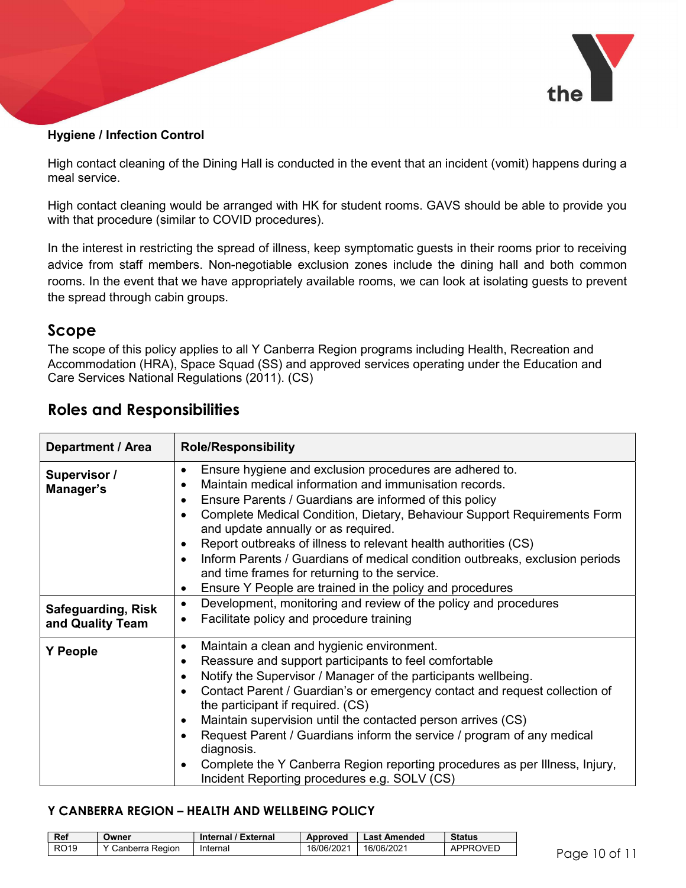**Hygiene / Infection Control**

High contact cleaning of the Dining Hall is conducted in the event that an incident (vomit) happens during a meal service.

High contact cleaning would be arranged with HK for student rooms. GAVS should be able to provide you with that procedure (similar to COVID procedures).

In the interest in restricting the spread of illness, keep symptomatic guests in their rooms prior to receiving advice from staff members. Non-negotiable exclusion zones include the dining hall and both common rooms. In the event that we have appropriately available rooms, we can look at isolating guests to prevent the spread through cabin groups.

## Scope

The scope of this policy applies to all Y Canberra Region programs including Health, Recreation and Accommodation (HRA), Space Squad (SS) and approved services operating under the Education and Care Services National Regulations (2011). (CS)

## Roles and Responsibilities

| Department / Area | Role/Responsibility |
|---|---|
| **Supervisor / Manager's** | • Ensure hygiene and exclusion procedures are adhered to.<br>• Maintain medical information and immunisation records.<br>• Ensure Parents / Guardians are informed of this policy<br>• Complete Medical Condition, Dietary, Behaviour Support Requirements Form and update annually or as required.<br>• Report outbreaks of illness to relevant health authorities (CS)<br>• Inform Parents / Guardians of medical condition outbreaks, exclusion periods and time frames for returning to the service.<br>• Ensure Y People are trained in the policy and procedures |
| **Safeguarding, Risk and Quality Team** | • Development, monitoring and review of the policy and procedures<br>• Facilitate policy and procedure training |
| **Y People** | • Maintain a clean and hygienic environment.<br>• Reassure and support participants to feel comfortable<br>• Notify the Supervisor / Manager of the participants wellbeing.<br>• Contact Parent / Guardian's or emergency contact and request collection of the participant if required. (CS)<br>• Maintain supervision until the contacted person arrives (CS)<br>• Request Parent / Guardians inform the service / program of any medical diagnosis.<br>• Complete the Y Canberra Region reporting procedures as per Illness, Injury, Incident Reporting procedures e.g. SOLV (CS) |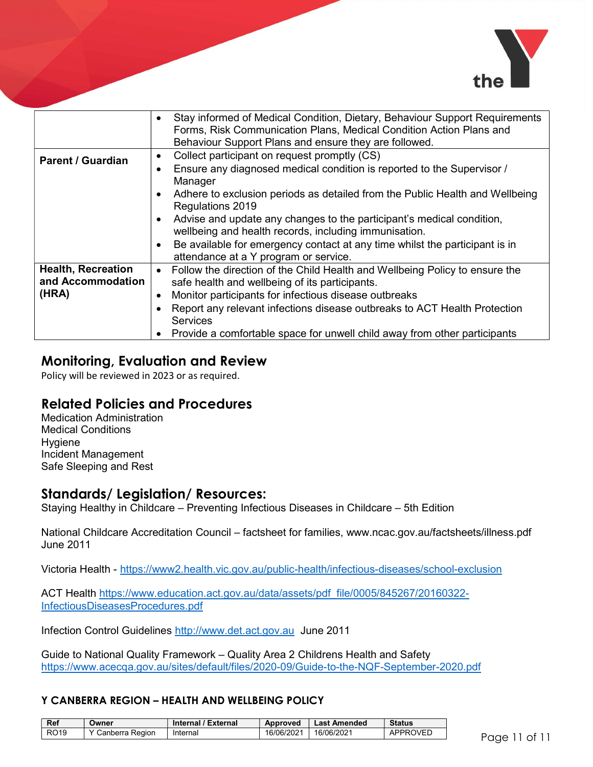| | |
|---|---|
| | • Stay informed of Medical Condition, Dietary, Behaviour Support Requirements Forms, Risk Communication Plans, Medical Condition Action Plans and Behaviour Support Plans and ensure they are followed. |
| **Parent / Guardian** | • Collect participant on request promptly (CS)<br>• Ensure any diagnosed medical condition is reported to the Supervisor / Manager<br>• Adhere to exclusion periods as detailed from the Public Health and Wellbeing Regulations 2019<br>• Advise and update any changes to the participant's medical condition, wellbeing and health records, including immunisation.<br>• Be available for emergency contact at any time whilst the participant is in attendance at a Y program or service. |
| **Health, Recreation and Accommodation (HRA)** | • Follow the direction of the Child Health and Wellbeing Policy to ensure the safe health and wellbeing of its participants.<br>• Monitor participants for infectious disease outbreaks<br>• Report any relevant infections disease outbreaks to ACT Health Protection Services<br>• Provide a comfortable space for unwell child away from other participants |

## Monitoring, Evaluation and Review

Policy will be reviewed in 2023 or as required.

## Related Policies and Procedures

Medication Administration
Medical Conditions
Hygiene
Incident Management
Safe Sleeping and Rest

## Standards/ Legislation/ Resources:

Staying Healthy in Childcare – Preventing Infectious Diseases in Childcare – 5th Edition

National Childcare Accreditation Council – factsheet for families, www.ncac.gov.au/factsheets/illness.pdf June 2011

Victoria Health - https://www2.health.vic.gov.au/public-health/infectious-diseases/school-exclusion

ACT Health https://www.education.act.gov.au/data/assets/pdf_file/0005/845267/20160322-InfectiousDiseasesProcedures.pdf

Infection Control Guidelines http://www.det.act.gov.au June 2011

Guide to National Quality Framework – Quality Area 2 Childrens Health and Safety
https://www.acecqa.gov.au/sites/default/files/2020-09/Guide-to-the-NQF-September-2020.pdf

### Y CANBERRA REGION – HEALTH AND WELLBEING POLICY

| Ref | Owner | Internal / External | Approved | Last Amended | Status |
|---|---|---|---|---|---|
| RO19 | Y Canberra Region | Internal | 16/06/2021 | 16/06/2021 | APPROVED |